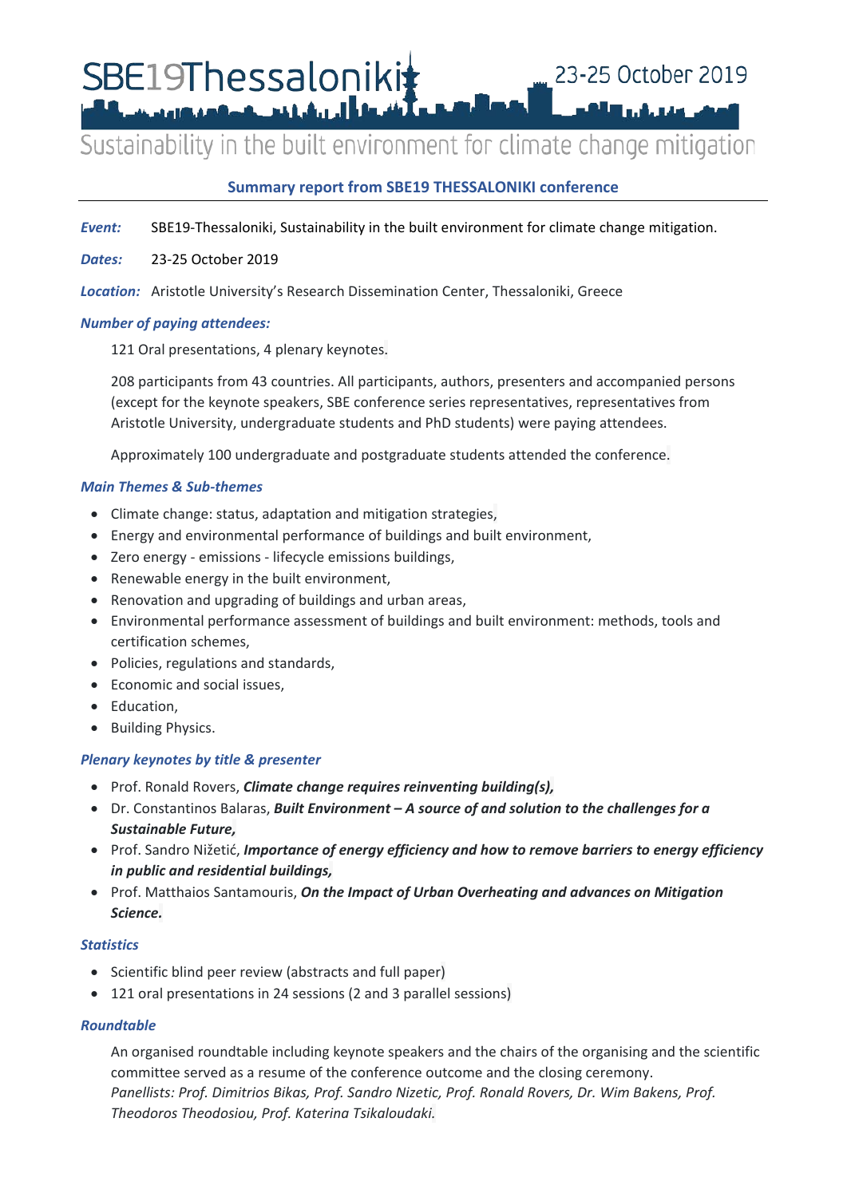# SBE19Thessaloniki

23-25 October 2019

Sustainability in the built environment for climate change mitigation

## Summary report from SBE19 THESSALONIKI conference

***Event:*** SBE19-Thessaloniki, Sustainability in the built environment for climate change mitigation.

***Dates:*** 23-25 October 2019

***Location:*** Aristotle University's Research Dissemination Center, Thessaloniki, Greece

### *Number of paying attendees:*

121 Oral presentations, 4 plenary keynotes.

208 participants from 43 countries. All participants, authors, presenters and accompanied persons (except for the keynote speakers, SBE conference series representatives, representatives from Aristotle University, undergraduate students and PhD students) were paying attendees.

Approximately 100 undergraduate and postgraduate students attended the conference.

### *Main Themes & Sub-themes*

- Climate change: status, adaptation and mitigation strategies,
- Energy and environmental performance of buildings and built environment,
- Zero energy - emissions - lifecycle emissions buildings,
- Renewable energy in the built environment,
- Renovation and upgrading of buildings and urban areas,
- Environmental performance assessment of buildings and built environment: methods, tools and certification schemes,
- Policies, regulations and standards,
- Economic and social issues,
- Education,
- Building Physics.

### *Plenary keynotes by title & presenter*

- Prof. Ronald Rovers, ***Climate change requires reinventing building(s),***
- Dr. Constantinos Balaras, ***Built Environment – A source of and solution to the challenges for a Sustainable Future,***
- Prof. Sandro Nižetić, ***Importance of energy efficiency and how to remove barriers to energy efficiency in public and residential buildings,***
- Prof. Matthaios Santamouris, ***On the Impact of Urban Overheating and advances on Mitigation Science.***

### *Statistics*

- Scientific blind peer review (abstracts and full paper)
- 121 oral presentations in 24 sessions (2 and 3 parallel sessions)

### *Roundtable*

An organised roundtable including keynote speakers and the chairs of the organising and the scientific committee served as a resume of the conference outcome and the closing ceremony.
*Panellists: Prof. Dimitrios Bikas, Prof. Sandro Nizetic, Prof. Ronald Rovers, Dr. Wim Bakens, Prof. Theodoros Theodosiou, Prof. Katerina Tsikaloudaki.*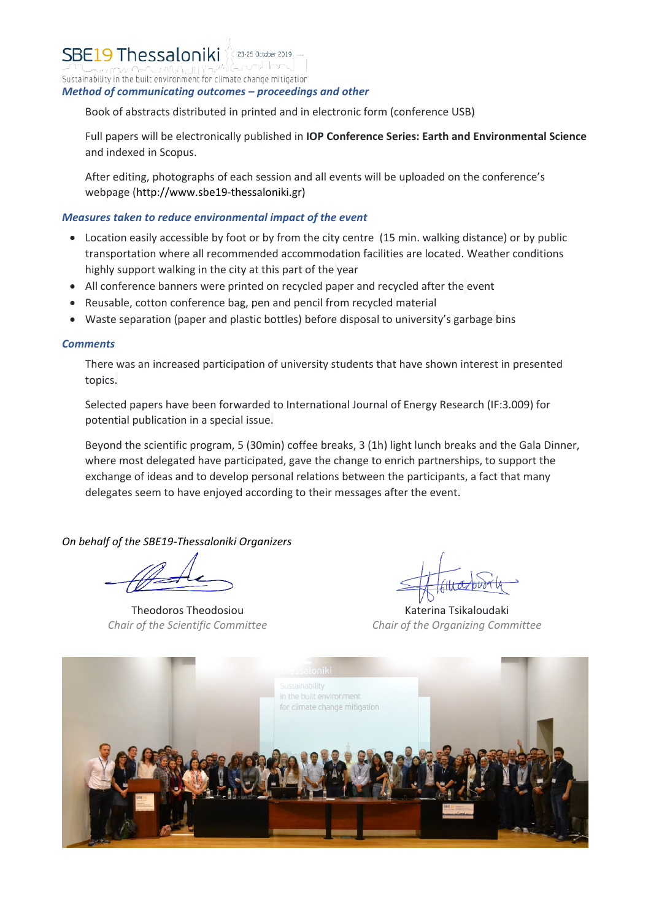## Method of communicating outcomes – proceedings and other

Book of abstracts distributed in printed and in electronic form (conference USB)

Full papers will be electronically published in **IOP Conference Series: Earth and Environmental Science** and indexed in Scopus.

After editing, photographs of each session and all events will be uploaded on the conference's webpage (http://www.sbe19-thessaloniki.gr)

## Measures taken to reduce environmental impact of the event

- Location easily accessible by foot or by from the city centre (15 min. walking distance) or by public transportation where all recommended accommodation facilities are located. Weather conditions highly support walking in the city at this part of the year
- All conference banners were printed on recycled paper and recycled after the event
- Reusable, cotton conference bag, pen and pencil from recycled material
- Waste separation (paper and plastic bottles) before disposal to university's garbage bins

## Comments

There was an increased participation of university students that have shown interest in presented topics.

Selected papers have been forwarded to International Journal of Energy Research (IF:3.009) for potential publication in a special issue.

Beyond the scientific program, 5 (30min) coffee breaks, 3 (1h) light lunch breaks and the Gala Dinner, where most delegated have participated, gave the change to enrich partnerships, to support the exchange of ideas and to develop personal relations between the participants, a fact that many delegates seem to have enjoyed according to their messages after the event.

*On behalf of the SBE19-Thessaloniki Organizers*

Theodoros Theodosiou
*Chair of the Scientific Committee*

Katerina Tsikaloudaki
*Chair of the Organizing Committee*